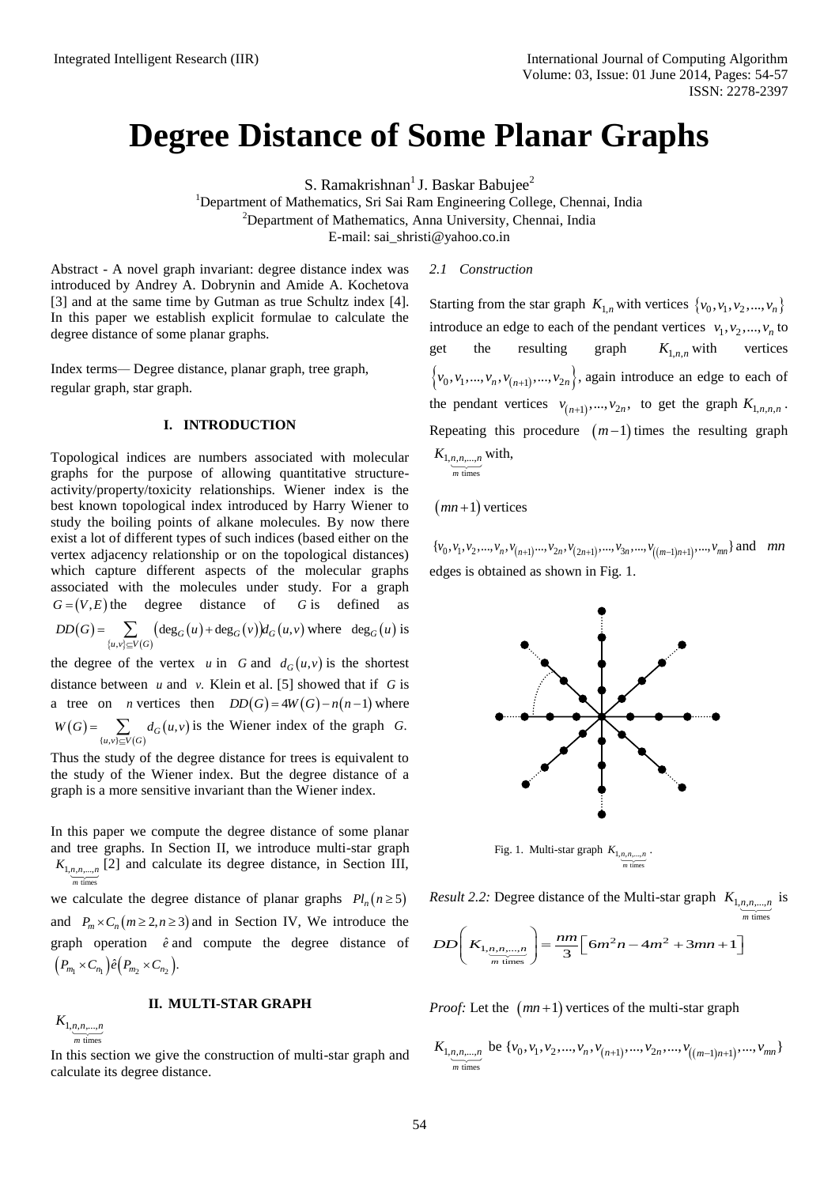# Degree Distance of Some Planar Graphs

S. Ramakrishnan[1] J. Baskar Babujee[2]

[1]Department of Mathematics, Sri Sai Ram Engineering College, Chennai, India

[2]Department of Mathematics, Anna University, Chennai, India

E-mail: sai_shristi@yahoo.co.in

Abstract - A novel graph invariant: degree distance index was introduced by Andrey A. Dobrynin and Amide A. Kochetova [3] and at the same time by Gutman as true Schultz index [4]. In this paper we establish explicit formulae to calculate the degree distance of some planar graphs.

Index terms— Degree distance, planar graph, tree graph, regular graph, star graph.

## I. INTRODUCTION

Topological indices are numbers associated with molecular graphs for the purpose of allowing quantitative structure-activity/property/toxicity relationships. Wiener index is the best known topological index introduced by Harry Wiener to study the boiling points of alkane molecules. By now there exist a lot of different types of such indices (based either on the vertex adjacency relationship or on the topological distances) which capture different aspects of the molecular graphs associated with the molecules under study. For a graph $G=(V,E)$ the degree distance of $G$ is defined as $DD(G)=\sum_{\{u,v\}\subseteq V(G)}\left(\deg_G(u)+\deg_G(v)\right)d_G(u,v)$ where $\deg_G(u)$ is the degree of the vertex $u$ in $G$ and $d_G(u,v)$ is the shortest distance between $u$ and $v$. Klein et al. [5] showed that if $G$ is a tree on $n$ vertices then $DD(G)=4W(G)-n(n-1)$ where $W(G)=\sum_{\{u,v\}\subseteq V(G)} d_G(u,v)$ is the Wiener index of the graph $G$. Thus the study of the degree distance for trees is equivalent to the study of the Wiener index. But the degree distance of a graph is a more sensitive invariant than the Wiener index.

In this paper we compute the degree distance of some planar and tree graphs. In Section II, we introduce multi-star graph $K_{1,\underbrace{n,n,...,n}_{m \text{ times}}}$ [2] and calculate its degree distance, in Section III, we calculate the degree distance of planar graphs $Pl_n(n\geq 5)$ and $P_m \times C_n (m\geq 2, n\geq 3)$ and in Section IV, We introduce the graph operation $\hat{e}$ and compute the degree distance of $\left(P_{m_1}\times C_{n_1}\right)\hat{e}\left(P_{m_2}\times C_{n_2}\right)$.

## II. MULTI-STAR GRAPH $K_{1,\underbrace{n,n,...,n}_{m \text{ times}}}$

In this section we give the construction of multi-star graph and calculate its degree distance.

### 2.1 Construction

Starting from the star graph $K_{1,n}$ with vertices $\{v_0,v_1,v_2,...,v_n\}$ introduce an edge to each of the pendant vertices $v_1,v_2,...,v_n$ to get the resulting graph $K_{1,n,n}$ with vertices $\left\{v_0,v_1,...,v_n,v_{(n+1)},...,v_{2n}\right\}$, again introduce an edge to each of the pendant vertices $v_{(n+1)},...,v_{2n}$, to get the graph $K_{1,n,n,n}$. Repeating this procedure $(m-1)$ times the resulting graph $K_{1,\underbrace{n,n,...,n}_{m \text{ times}}}$ with,

$(mn+1)$ vertices

$\{v_0,v_1,v_2,...,v_n,v_{(n+1)}...,v_{2n},v_{(2n+1)},...,v_{3n},...,v_{((m-1)n+1)},...,v_{mn}\}$ and $mn$ edges is obtained as shown in Fig. 1.

Fig. 1. Multi-star graph $K_{1,\underbrace{n,n,...,n}_{m \text{ times}}}$.

*Result 2.2:* Degree distance of the Multi-star graph $K_{1,\underbrace{n,n,...,n}_{m \text{ times}}}$ is

$$DD\left(K_{1,\underbrace{n,n,...,n}_{m \text{ times}}}\right)=\frac{nm}{3}\left[6m^2n-4m^2+3mn+1\right]$$

*Proof:* Let the $(mn+1)$ vertices of the multi-star graph $K_{1,\underbrace{n,n,...,n}_{m \text{ times}}}$ be $\{v_0,v_1,v_2,...,v_n,v_{(n+1)},...,v_{2n},...,v_{((m-1)n+1)},...,v_{mn}\}$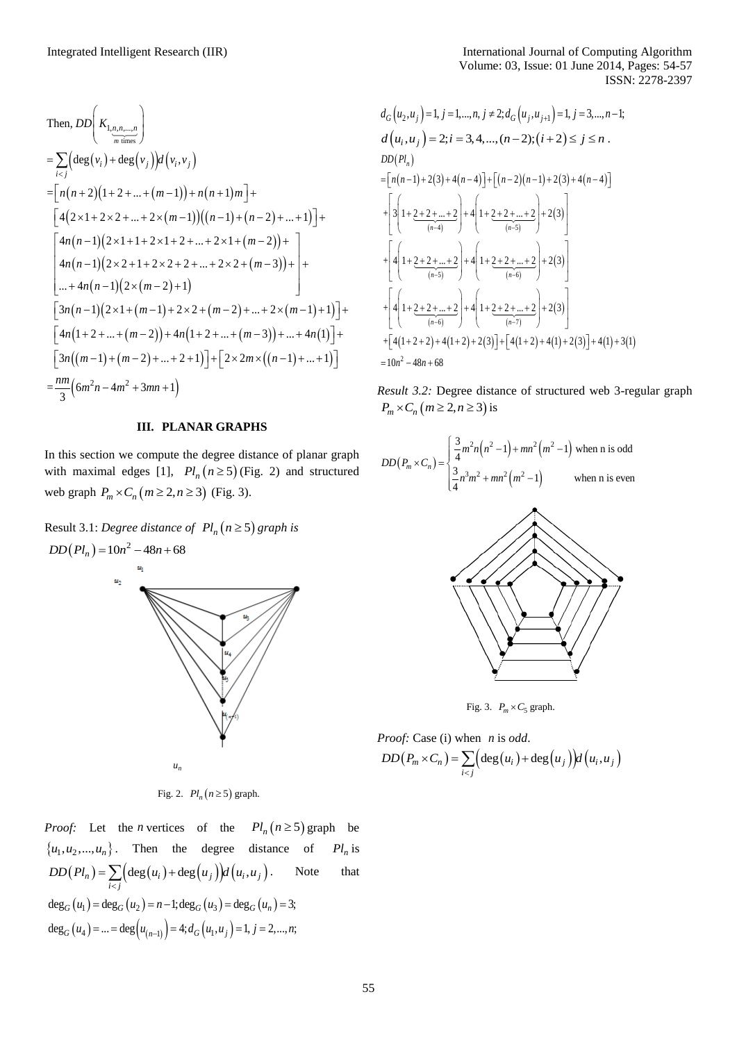Then, $DD\left(K_{\underbrace{1,n,n,...,n}_{m \text{ times}}}\right)$

$$= \sum_{i<j}\left(\deg(v_i)+\deg(v_j)\right)d(v_i,v_j)$$

$$=\left[n(n+2)(1+2+...+(m-1))+n(n+1)m\right]+$$

$$\left[4(2\times1+2\times2+...+2\times(m-1))((n-1)+(n-2)+...+1)\right]+$$

$$\begin{bmatrix} 4n(n-1)(2\times1+1+2\times1+2+...+2\times1+(m-2))+ \\ 4n(n-1)(2\times2+1+2\times2+2+...+2\times2+(m-3))+ \\ ...+4n(n-1)(2\times(m-2)+1) \end{bmatrix}+$$

$$\left[3n(n-1)(2\times1+(m-1)+2\times2+(m-2)+...+2\times(m-1)+1)\right]+$$

$$\left[4n(1+2+...+(m-2))+4n(1+2+...+(m-3))+...+4n(1)\right]+$$

$$\left[3n((m-1)+(m-2)+...+2+1)\right]+\left[2\times2m\times((n-1)+...+1)\right]$$

$$=\frac{nm}{3}\left(6m^2n-4m^2+3mn+1\right)$$

## III. PLANAR GRAPHS

In this section we compute the degree distance of planar graph with maximal edges [1], $Pl_n\,(n\geq5)$ (Fig. 2) and structured web graph $P_m\times C_n\,(m\geq2,n\geq3)$ (Fig. 3).

Result 3.1: *Degree distance of* $Pl_n\,(n\geq5)$ *graph is* $DD(Pl_n)=10n^2-48n+68$

Fig. 2. $Pl_n\,(n\geq5)$ graph.

*Proof:* Let the $n$ vertices of the $Pl_n\,(n\geq5)$ graph be $\{u_1,u_2,...,u_n\}$. Then the degree distance of $Pl_n$ is $DD(Pl_n)=\sum_{i<j}\left(\deg(u_i)+\deg(u_j)\right)d(u_i,u_j)$. Note that $\deg_G(u_1)=\deg_G(u_2)=n-1;\deg_G(u_3)=\deg_G(u_n)=3;$ $\deg_G(u_4)=...=\deg(u_{(n-1)})=4;d_G(u_1,u_j)=1,\ j=2,...,n;$

$d_G(u_2,u_j)=1,\ j=1,...,n,\ j\neq2;d_G(u_j,u_{j+1})=1,\ j=3,...,n-1;$
$d(u_i,u_j)=2;i=3,4,...,(n-2);(i+2)\leq j\leq n$.

$$DD(Pl_n)$$
$$=\left[n(n-1)+2(3)+4(n-4)\right]+\left[(n-2)(n-1)+2(3)+4(n-4)\right]$$
$$+\left[3\left(1+\underbrace{2+2+...+2}_{(n-4)}\right)+4\left(1+\underbrace{2+2+...+2}_{(n-5)}\right)+2(3)\right]$$
$$+\left[4\left(1+\underbrace{2+2+...+2}_{(n-5)}\right)+4\left(1+\underbrace{2+2+...+2}_{(n-6)}\right)+2(3)\right]$$
$$+\left[4\left(1+\underbrace{2+2+...+2}_{(n-6)}\right)+4\left(1+\underbrace{2+2+...+2}_{(n-7)}\right)+2(3)\right]$$
$$+\left[4(1+2+2)+4(1+2)+2(3)\right]+\left[4(1+2)+4(1)+2(3)\right]+4(1)+3(1)$$
$$=10n^2-48n+68$$

*Result 3.2:* Degree distance of structured web 3-regular graph $P_m\times C_n\,(m\geq2,n\geq3)$ is

$$DD(P_m\times C_n)=\begin{cases}\frac{3}{4}m^2n(n^2-1)+mn^2(m^2-1) & \text{when n is odd}\\ \frac{3}{4}n^3m^2+mn^2(m^2-1) & \text{when n is even}\end{cases}$$

Fig. 3. $P_m\times C_5$ graph.

*Proof:* Case (i) when $n$ is *odd*.

$$DD(P_m\times C_n)=\sum_{i<j}\left(\deg(u_i)+\deg(u_j)\right)d(u_i,u_j)$$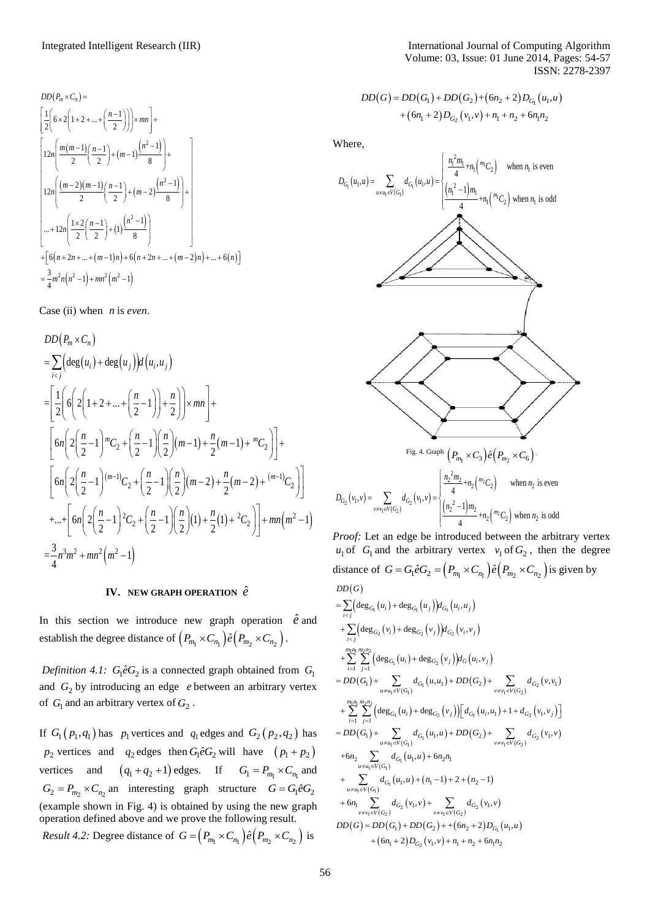$$DD(P_m \times C_n) =$$

$$\left[\frac{1}{2}\left(6\times 2\left(1+2+...+\left(\frac{n-1}{2}\right)\right)\right)\times mn\right]+$$

$$\left[\begin{array}{l} 12n\left(\frac{m(m-1)}{2}\left(\frac{n-1}{2}\right)+(m-1)\frac{(n^2-1)}{8}\right)+ \\ 12n\left(\frac{(m-2)(m-1)}{2}\left(\frac{n-1}{2}\right)+(m-2)\frac{(n^2-1)}{8}\right)+ \\ ...+12n\left(\frac{1\times 2}{2}\left(\frac{n-1}{2}\right)+(1)\frac{(n^2-1)}{8}\right) \end{array}\right]$$

$$+\left[6\left(n+2n+...+(m-1)n\right)+6\left(n+2n+...+(m-2)n\right)+...+6(n)\right]$$

$$=\frac{3}{4}m^2n\left(n^2-1\right)+mn^2\left(m^2-1\right)$$

Case (ii) when $n$ is *even*.

$$DD(P_m \times C_n)$$

$$=\sum_{i<j}\left(\deg(u_i)+\deg(u_j)\right)d(u_i,u_j)$$

$$=\left[\frac{1}{2}\left(6\left(2\left(1+2+...+\left(\frac{n}{2}-1\right)\right)+\frac{n}{2}\right)\right)\times mn\right]+$$

$$\left[6n\left(2\left(\frac{n}{2}-1\right)^{m}C_2+\left(\frac{n}{2}-1\right)\left(\frac{n}{2}\right)(m-1)+\frac{n}{2}(m-1)+{}^{m}C_2\right)\right]+$$

$$\left[6n\left(2\left(\frac{n}{2}-1\right)^{(m-1)}C_2+\left(\frac{n}{2}-1\right)\left(\frac{n}{2}\right)(m-2)+\frac{n}{2}(m-2)+{}^{(m-1)}C_2\right)\right]$$

$$+...+\left[6n\left(2\left(\frac{n}{2}-1\right)^{2}C_2+\left(\frac{n}{2}-1\right)\left(\frac{n}{2}\right)(1)+\frac{n}{2}(1)+{}^{2}C_2\right)\right]+mn\left(m^2-1\right)$$

$$=\frac{3}{4}n^3m^2+mn^2\left(m^2-1\right)$$

## IV. NEW GRAPH OPERATION $\hat{e}$

In this section we introduce new graph operation $\hat{e}$ and establish the degree distance of $\left(P_{m_1}\times C_{n_1}\right)\hat{e}\left(P_{m_2}\times C_{n_2}\right)$.

*Definition 4.1:* $G_1\hat{e}G_2$ is a connected graph obtained from $G_1$ and $G_2$ by introducing an edge $e$ between an arbitrary vertex of $G_1$ and an arbitrary vertex of $G_2$.

If $G_1(p_1,q_1)$ has $p_1$ vertices and $q_1$ edges and $G_2(p_2,q_2)$ has $p_2$ vertices and $q_2$ edges then $G_1\hat{e}G_2$ will have $(p_1+p_2)$ vertices and $(q_1+q_2+1)$ edges. If $G_1=P_{m_1}\times C_{n_1}$ and $G_2=P_{m_2}\times C_{n_2}$ an interesting graph structure $G=G_1\hat{e}G_2$ (example shown in Fig. 4) is obtained by using the new graph operation defined above and we prove the following result.

*Result 4.2:* Degree distance of $G=\left(P_{m_1}\times C_{n_1}\right)\hat{e}\left(P_{m_2}\times C_{n_2}\right)$ is

$$DD(G)=DD(G_1)+DD(G_2)+(6n_2+2)D_{G_1}(u_1,u)+(6n_1+2)D_{G_2}(v_1,v)+n_1+n_2+6n_1n_2$$

Where,

$$D_{G_1}(u_1,u)=\sum_{u\neq u_1\in V(G_1)}d_{G_1}(u_1,u)=\begin{cases}\dfrac{n_1^{\,2}m_1}{4}+n_1\left({}^{m_1}C_2\right) & \text{when } n_1 \text{ is even}\\ \dfrac{\left(n_1^{\,2}-1\right)m_1}{4}+n_1\left({}^{m_1}C_2\right) & \text{when } n_1 \text{ is odd}\end{cases}$$

Fig. 4. Graph $\left(P_{m_1}\times C_3\right)\hat{e}\left(P_{m_2}\times C_6\right)$.

$$D_{G_2}(v_1,v)=\sum_{v\neq v_1\in V(G_2)}d_{G_2}(v_1,v)=\begin{cases}\dfrac{n_2^{\,2}m_2}{4}+n_2\left({}^{m_2}C_2\right) & \text{when } n_2 \text{ is even}\\ \dfrac{\left(n_2^{\,2}-1\right)m_2}{4}+n_2\left({}^{m_2}C_2\right) & \text{when } n_2 \text{ is odd}\end{cases}$$

*Proof:* Let an edge be introduced between the arbitrary vertex $u_1$ of $G_1$ and the arbitrary vertex $v_1$ of $G_2$, then the degree distance of $G=G_1\hat{e}G_2=\left(P_{m_1}\times C_{n_1}\right)\hat{e}\left(P_{m_2}\times C_{n_2}\right)$ is given by

$$DD(G)$$

$$=\sum_{i<j}\left(\deg_{G_1}(u_i)+\deg_{G_1}(u_j)\right)d_{G_1}(u_i,u_j)$$

$$+\sum_{i<j}\left(\deg_{G_2}(v_i)+\deg_{G_2}(v_j)\right)d_{G_2}(v_i,v_j)$$

$$+\sum_{i=1}^{m_1n_1}\sum_{j=1}^{m_2n_2}\left(\deg_{G_1}(u_i)+\deg_{G_2}(v_j)\right)d_G(u_i,v_j)$$

$$=DD(G_1)+\sum_{u\neq u_1\in V(G_1)}d_{G_1}(u,u_1)+DD(G_2)+\sum_{v\neq v_1\in V(G_2)}d_{G_2}(v,v_1)$$

$$+\sum_{i=1}^{m_1n_1}\sum_{j=1}^{m_2n_2}\left(\deg_{G_1}(u_i)+\deg_{G_2}(v_j)\right)\left[d_{G_1}(u_i,u_1)+1+d_{G_2}(v_1,v_j)\right]$$

$$=DD(G_1)+\sum_{u\neq u_1\in V(G_1)}d_{G_1}(u_1,u)+DD(G_2)+\sum_{v\neq v_1\in V(G_2)}d_{G_2}(v_1,v)$$

$$+6n_2\sum_{u\neq u_1\in V(G_1)}d_{G_1}(u_1,u)+6n_2n_1$$

$$+\sum_{u\neq u_1\in V(G_1)}d_{G_1}(u_1,u)+(n_1-1)+2+(n_2-1)$$

$$+6n_1\sum_{v\neq v_1\in V(G_2)}d_{G_2}(v_1,v)+\sum_{v\neq v_1\in V(G_2)}d_{G_2}(v_1,v)$$

$$DD(G)=DD(G_1)+DD(G_2)++(6n_2+2)D_{G_1}(u_1,u)+(6n_1+2)D_{G_2}(v_1,v)+n_1+n_2+6n_1n_2$$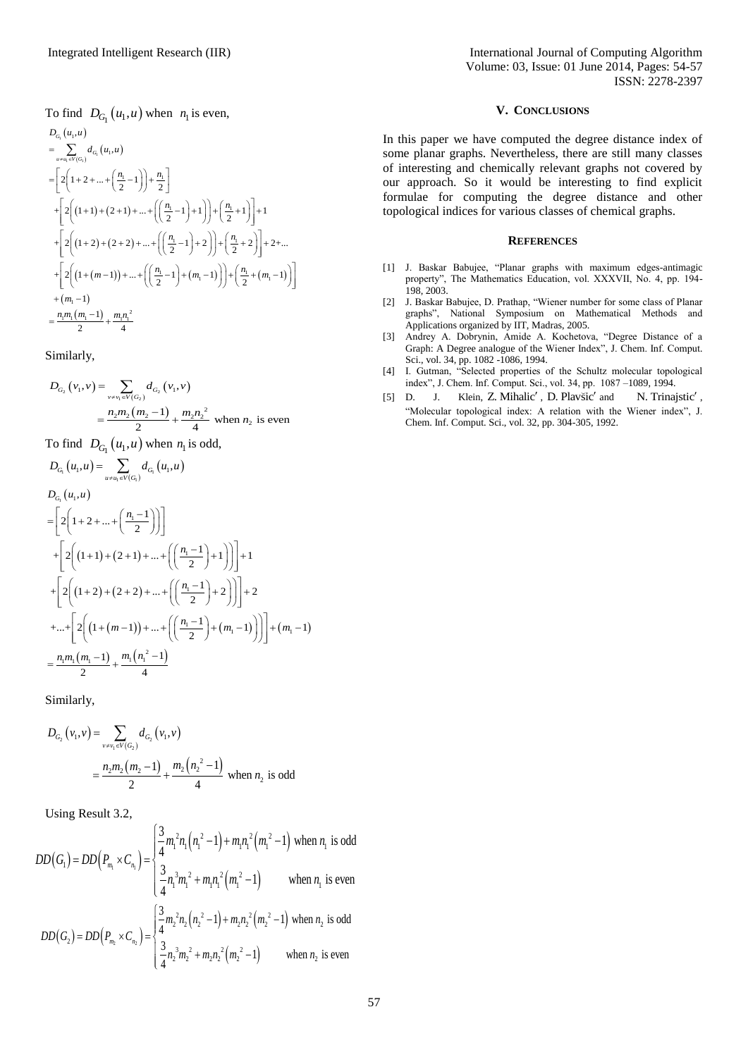To find $D_{G_1}(u_1,u)$ when $n_1$ is even,

$$
\begin{aligned}
&D_{G_1}(u_1,u) \\
&= \sum_{u \neq u_1 \in V(G_1)} d_{G_1}(u_1,u) \\
&= \left[2\left(1+2+\ldots+\left(\frac{n_1}{2}-1\right)\right)+\frac{n_1}{2}\right] \\
&+\left[2\left((1+1)+(2+1)+\ldots+\left(\left(\frac{n_1}{2}-1\right)+1\right)\right)+\left(\frac{n_1}{2}+1\right)\right]+1 \\
&+\left[2\left((1+2)+(2+2)+\ldots+\left(\left(\frac{n_1}{2}-1\right)+2\right)\right)+\left(\frac{n_1}{2}+2\right)\right]+2+\ldots \\
&+\left[2\left((1+(m-1))+\ldots+\left(\left(\frac{n_1}{2}-1\right)+(m_1-1)\right)\right)+\left(\frac{n_1}{2}+(m_1-1)\right)\right] \\
&+(m_1-1) \\
&= \frac{n_1 m_1 (m_1-1)}{2}+\frac{m_1 n_1^2}{4}
\end{aligned}
$$

Similarly,

$$
\begin{aligned}
D_{G_2}(v_1,v) &= \sum_{v \neq v_1 \in V(G_2)} d_{G_2}(v_1,v) \\
&= \frac{n_2 m_2 (m_2-1)}{2}+\frac{m_2 n_2^2}{4} \text{ when } n_2 \text{ is even}
\end{aligned}
$$

To find $D_{G_1}(u_1,u)$ when $n_1$ is odd,

$$
D_{G_1}(u_1,u) = \sum_{u \neq u_1 \in V(G_1)} d_{G_1}(u_1,u)
$$

$$
\begin{aligned}
&D_{G_1}(u_1,u) \\
&= \left[2\left(1+2+\ldots+\left(\frac{n_1-1}{2}\right)\right)\right] \\
&+\left[2\left((1+1)+(2+1)+\ldots+\left(\left(\frac{n_1-1}{2}\right)+1\right)\right)\right]+1 \\
&+\left[2\left((1+2)+(2+2)+\ldots+\left(\left(\frac{n_1-1}{2}\right)+2\right)\right)\right]+2 \\
&+\ldots+\left[2\left((1+(m-1))+\ldots+\left(\left(\frac{n_1-1}{2}\right)+(m_1-1)\right)\right)\right]+(m_1-1) \\
&= \frac{n_1 m_1 (m_1-1)}{2}+\frac{m_1 (n_1^2-1)}{4}
\end{aligned}
$$

Similarly,

$$
\begin{aligned}
D_{G_2}(v_1,v) &= \sum_{v \neq v_1 \in V(G_2)} d_{G_2}(v_1,v) \\
&= \frac{n_2 m_2 (m_2-1)}{2}+\frac{m_2 (n_2^2-1)}{4} \text{ when } n_2 \text{ is odd}
\end{aligned}
$$

Using Result 3.2,

$$
DD(G_1) = DD(P_{m_1} \times C_{n_1}) = \begin{cases} \frac{3}{4} m_1^2 n_1 (n_1^2-1) + m_1 n_1^2 (m_1^2-1) & \text{when } n_1 \text{ is odd} \\ \frac{3}{4} n_1^3 m_1^2 + m_1 n_1^2 (m_1^2-1) & \text{when } n_1 \text{ is even} \end{cases}
$$

$$
DD(G_2) = DD(P_{m_2} \times C_{n_2}) = \begin{cases} \frac{3}{4} m_2^2 n_2 (n_2^2-1) + m_2 n_2^2 (m_2^2-1) & \text{when } n_2 \text{ is odd} \\ \frac{3}{4} n_2^3 m_2^2 + m_2 n_2^2 (m_2^2-1) & \text{when } n_2 \text{ is even} \end{cases}
$$

## V. Conclusions

In this paper we have computed the degree distance index of some planar graphs. Nevertheless, there are still many classes of interesting and chemically relevant graphs not covered by our approach. So it would be interesting to find explicit formulae for computing the degree distance and other topological indices for various classes of chemical graphs.

## References

[1] J. Baskar Babujee, "Planar graphs with maximum edges-antimagic property", The Mathematics Education, vol. XXXVII, No. 4, pp. 194-198, 2003.

[2] J. Baskar Babujee, D. Prathap, "Wiener number for some class of Planar graphs", National Symposium on Mathematical Methods and Applications organized by IIT, Madras, 2005.

[3] Andrey A. Dobrynin, Amide A. Kochetova, "Degree Distance of a Graph: A Degree analogue of the Wiener Index", J. Chem. Inf. Comput. Sci., vol. 34, pp. 1082 -1086, 1994.

[4] I. Gutman, "Selected properties of the Schultz molecular topological index", J. Chem. Inf. Comput. Sci., vol. 34, pp. 1087 –1089, 1994.

[5] D. J. Klein, Z. Mihalic′, D. Plavšic′ and N. Trinajstic′, "Molecular topological index: A relation with the Wiener index", J. Chem. Inf. Comput. Sci., vol. 32, pp. 304-305, 1992.